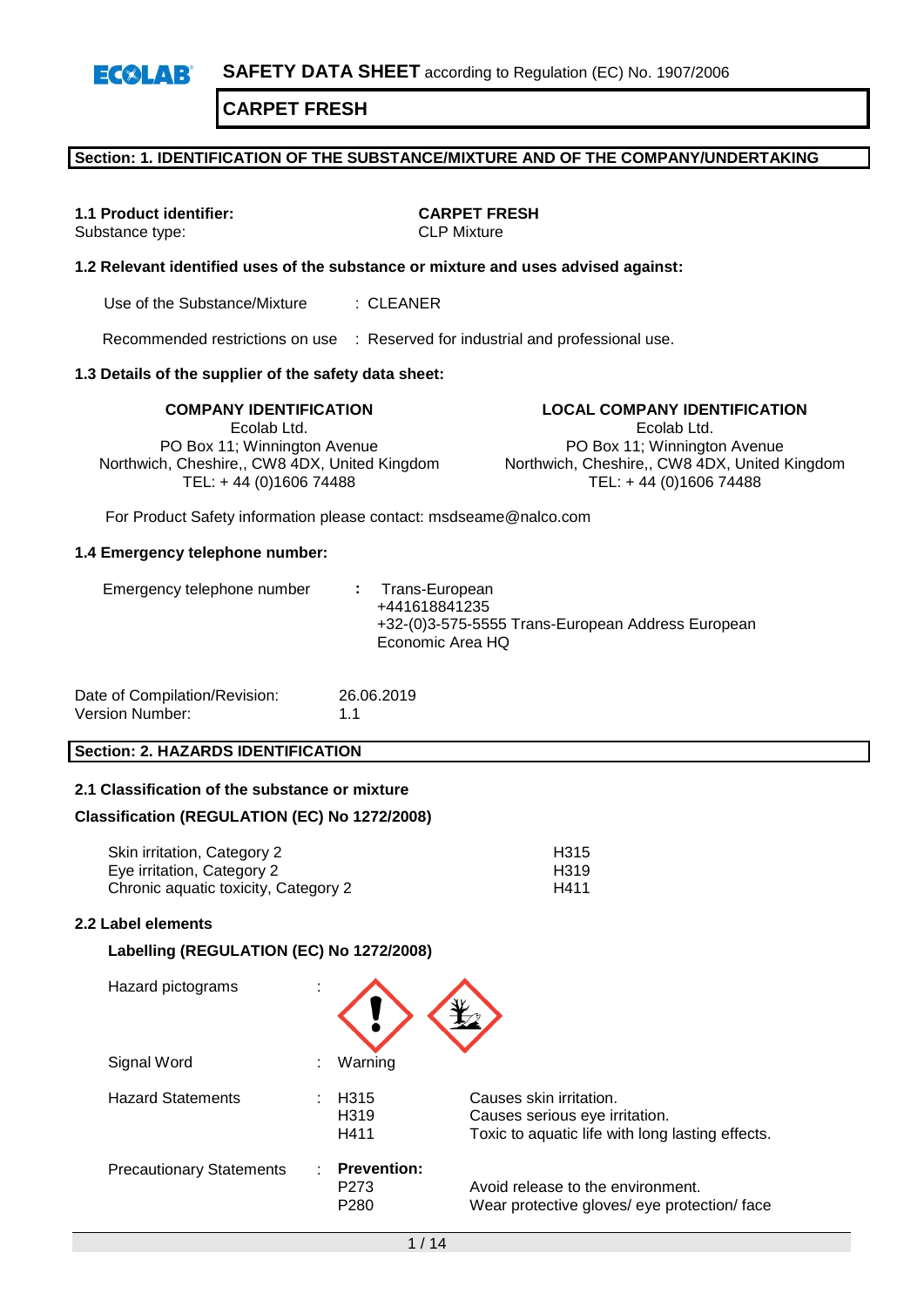**SAFETY DATA SHEET** according to Regulation (EC) No. 1907/2006

# CARPET FRESH

## Section: 1. IDENTIFICATION OF THE SUBSTANCE/MIXTURE AND OF THE COMPANY/UNDERTAKING

**1.1 Product identifier:** **CARPET FRESH**
Substance type: CLP Mixture

**1.2 Relevant identified uses of the substance or mixture and uses advised against:**

Use of the Substance/Mixture : CLEANER

Recommended restrictions on use : Reserved for industrial and professional use.

**1.3 Details of the supplier of the safety data sheet:**

**COMPANY IDENTIFICATION**
Ecolab Ltd.
PO Box 11; Winnington Avenue
Northwich, Cheshire,, CW8 4DX, United Kingdom
TEL: + 44 (0)1606 74488

**LOCAL COMPANY IDENTIFICATION**
Ecolab Ltd.
PO Box 11; Winnington Avenue
Northwich, Cheshire,, CW8 4DX, United Kingdom
TEL: + 44 (0)1606 74488

For Product Safety information please contact: msdseame@nalco.com

**1.4 Emergency telephone number:**

Emergency telephone number : Trans-European
+441618841235
+32-(0)3-575-5555 Trans-European Address European Economic Area HQ

Date of Compilation/Revision: 26.06.2019
Version Number: 1.1

## Section: 2. HAZARDS IDENTIFICATION

**2.1 Classification of the substance or mixture**

**Classification (REGULATION (EC) No 1272/2008)**

| | |
|---|---|
| Skin irritation, Category 2 | H315 |
| Eye irritation, Category 2 | H319 |
| Chronic aquatic toxicity, Category 2 | H411 |

**2.2 Label elements**

**Labelling (REGULATION (EC) No 1272/2008)**

Hazard pictograms :

Signal Word : Warning

Hazard Statements :

| | |
|---|---|
| H315 | Causes skin irritation. |
| H319 | Causes serious eye irritation. |
| H411 | Toxic to aquatic life with long lasting effects. |

Precautionary Statements : **Prevention:**

| | |
|---|---|
| P273 | Avoid release to the environment. |
| P280 | Wear protective gloves/ eye protection/ face |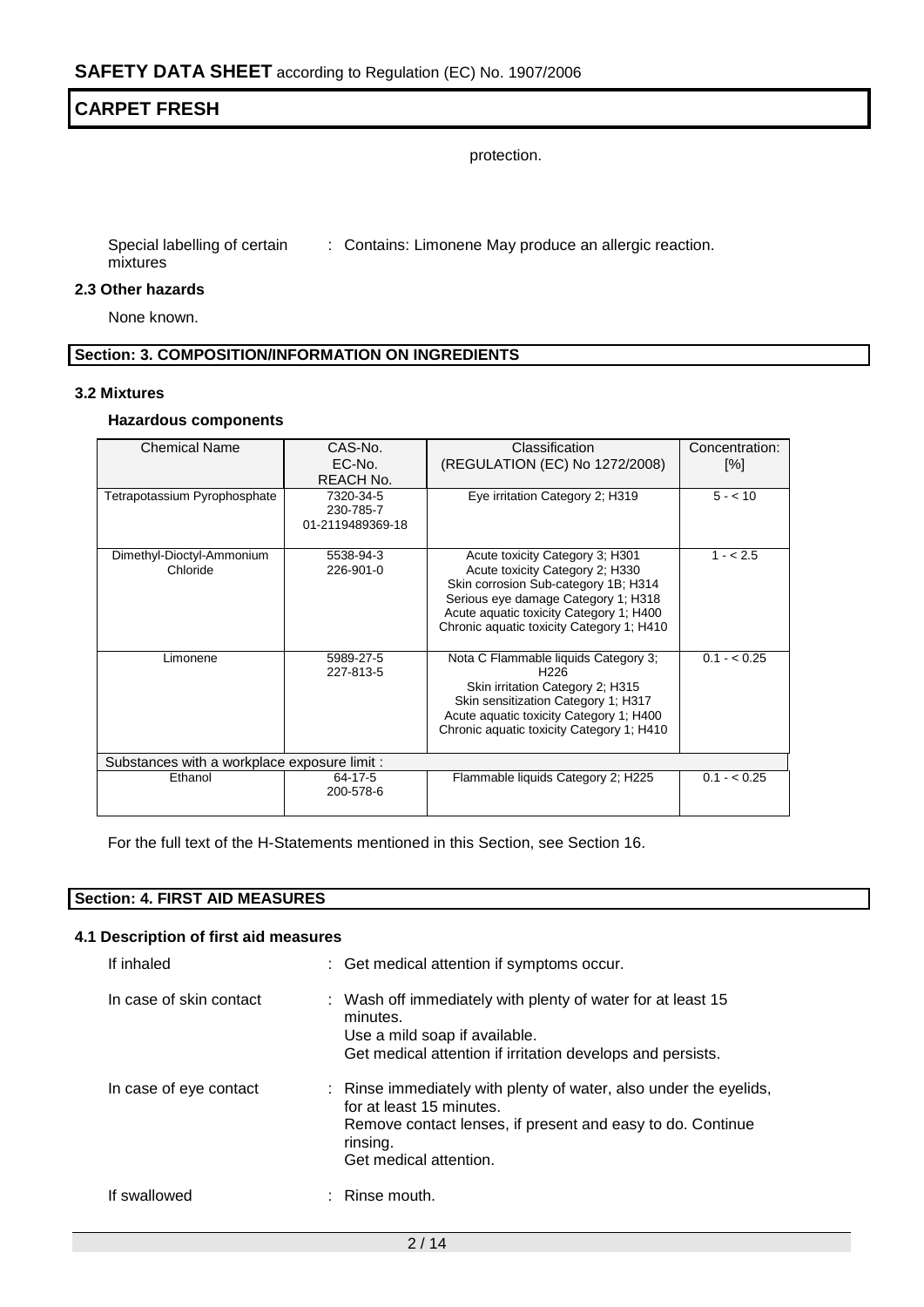protection.

Special labelling of certain mixtures : Contains: Limonene May produce an allergic reaction.

### 2.3 Other hazards

None known.

## Section: 3. COMPOSITION/INFORMATION ON INGREDIENTS

### 3.2 Mixtures

**Hazardous components**

| Chemical Name | CAS-No.<br>EC-No.<br>REACH No. | Classification<br>(REGULATION (EC) No 1272/2008) | Concentration: [%] |
|---|---|---|---|
| Tetrapotassium Pyrophosphate | 7320-34-5<br>230-785-7<br>01-2119489369-18 | Eye irritation Category 2; H319 | 5 - < 10 |
| Dimethyl-Dioctyl-Ammonium Chloride | 5538-94-3<br>226-901-0 | Acute toxicity Category 3; H301<br>Acute toxicity Category 2; H330<br>Skin corrosion Sub-category 1B; H314<br>Serious eye damage Category 1; H318<br>Acute aquatic toxicity Category 1; H400<br>Chronic aquatic toxicity Category 1; H410 | 1 - < 2.5 |
| Limonene | 5989-27-5<br>227-813-5 | Nota C Flammable liquids Category 3; H226<br>Skin irritation Category 2; H315<br>Skin sensitization Category 1; H317<br>Acute aquatic toxicity Category 1; H400<br>Chronic aquatic toxicity Category 1; H410 | 0.1 - < 0.25 |
| Substances with a workplace exposure limit : | | | |
| Ethanol | 64-17-5<br>200-578-6 | Flammable liquids Category 2; H225 | 0.1 - < 0.25 |

For the full text of the H-Statements mentioned in this Section, see Section 16.

## Section: 4. FIRST AID MEASURES

### 4.1 Description of first aid measures

If inhaled : Get medical attention if symptoms occur.

In case of skin contact : Wash off immediately with plenty of water for at least 15 minutes.
Use a mild soap if available.
Get medical attention if irritation develops and persists.

In case of eye contact : Rinse immediately with plenty of water, also under the eyelids, for at least 15 minutes.
Remove contact lenses, if present and easy to do. Continue rinsing.
Get medical attention.

If swallowed : Rinse mouth.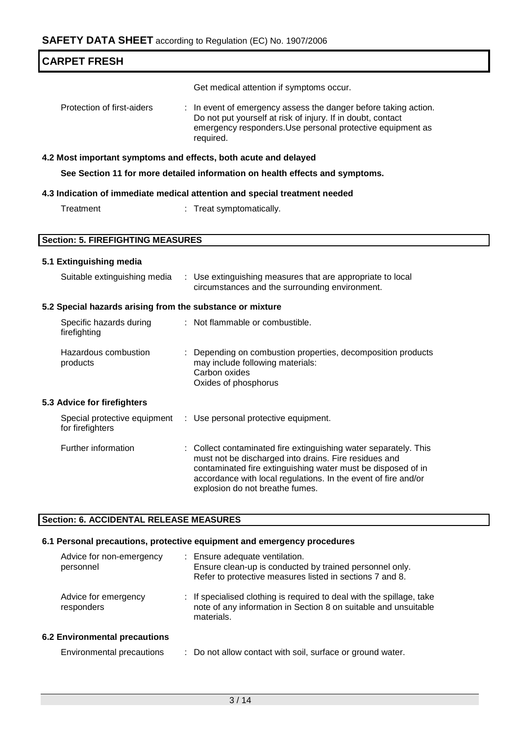Get medical attention if symptoms occur.

| | |
|---|---|
| Protection of first-aiders | : In event of emergency assess the danger before taking action. Do not put yourself at risk of injury. If in doubt, contact emergency responders.Use personal protective equipment as required. |

### 4.2 Most important symptoms and effects, both acute and delayed

**See Section 11 for more detailed information on health effects and symptoms.**

### 4.3 Indication of immediate medical attention and special treatment needed

| | |
|---|---|
| Treatment | : Treat symptomatically. |

## Section: 5. FIREFIGHTING MEASURES

### 5.1 Extinguishing media

| | |
|---|---|
| Suitable extinguishing media | : Use extinguishing measures that are appropriate to local circumstances and the surrounding environment. |

### 5.2 Special hazards arising from the substance or mixture

| | |
|---|---|
| Specific hazards during firefighting | : Not flammable or combustible. |
| Hazardous combustion products | : Depending on combustion properties, decomposition products may include following materials:<br>Carbon oxides<br>Oxides of phosphorus |

### 5.3 Advice for firefighters

| | |
|---|---|
| Special protective equipment for firefighters | : Use personal protective equipment. |
| Further information | : Collect contaminated fire extinguishing water separately. This must not be discharged into drains. Fire residues and contaminated fire extinguishing water must be disposed of in accordance with local regulations. In the event of fire and/or explosion do not breathe fumes. |

## Section: 6. ACCIDENTAL RELEASE MEASURES

### 6.1 Personal precautions, protective equipment and emergency procedures

| | |
|---|---|
| Advice for non-emergency personnel | : Ensure adequate ventilation.<br>Ensure clean-up is conducted by trained personnel only.<br>Refer to protective measures listed in sections 7 and 8. |
| Advice for emergency responders | : If specialised clothing is required to deal with the spillage, take note of any information in Section 8 on suitable and unsuitable materials. |

### 6.2 Environmental precautions

| | |
|---|---|
| Environmental precautions | : Do not allow contact with soil, surface or ground water. |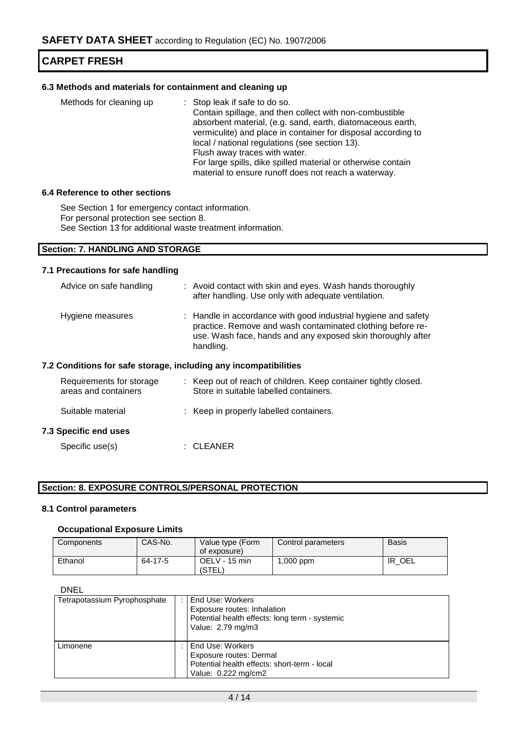## 6.3 Methods and materials for containment and cleaning up

Methods for cleaning up : Stop leak if safe to do so.
Contain spillage, and then collect with non-combustible absorbent material, (e.g. sand, earth, diatomaceous earth, vermiculite) and place in container for disposal according to local / national regulations (see section 13).
Flush away traces with water.
For large spills, dike spilled material or otherwise contain material to ensure runoff does not reach a waterway.

## 6.4 Reference to other sections

See Section 1 for emergency contact information.
For personal protection see section 8.
See Section 13 for additional waste treatment information.

# Section: 7. HANDLING AND STORAGE

## 7.1 Precautions for safe handling

Advice on safe handling : Avoid contact with skin and eyes. Wash hands thoroughly after handling. Use only with adequate ventilation.

Hygiene measures : Handle in accordance with good industrial hygiene and safety practice. Remove and wash contaminated clothing before re-use. Wash face, hands and any exposed skin thoroughly after handling.

## 7.2 Conditions for safe storage, including any incompatibilities

Requirements for storage areas and containers : Keep out of reach of children. Keep container tightly closed. Store in suitable labelled containers.

Suitable material : Keep in properly labelled containers.

## 7.3 Specific end uses

Specific use(s) : CLEANER

# Section: 8. EXPOSURE CONTROLS/PERSONAL PROTECTION

## 8.1 Control parameters

### Occupational Exposure Limits

| Components | CAS-No. | Value type (Form of exposure) | Control parameters | Basis |
|---|---|---|---|---|
| Ethanol | 64-17-5 | OELV - 15 min (STEL) | 1,000 ppm | IR_OEL |

DNEL

| | | |
|---|---|---|
| Tetrapotassium Pyrophosphate | : | End Use: Workers<br>Exposure routes: Inhalation<br>Potential health effects: long term - systemic<br>Value: 2.79 mg/m3 |
| Limonene | : | End Use: Workers<br>Exposure routes: Dermal<br>Potential health effects: short-term - local<br>Value: 0.222 mg/cm2 |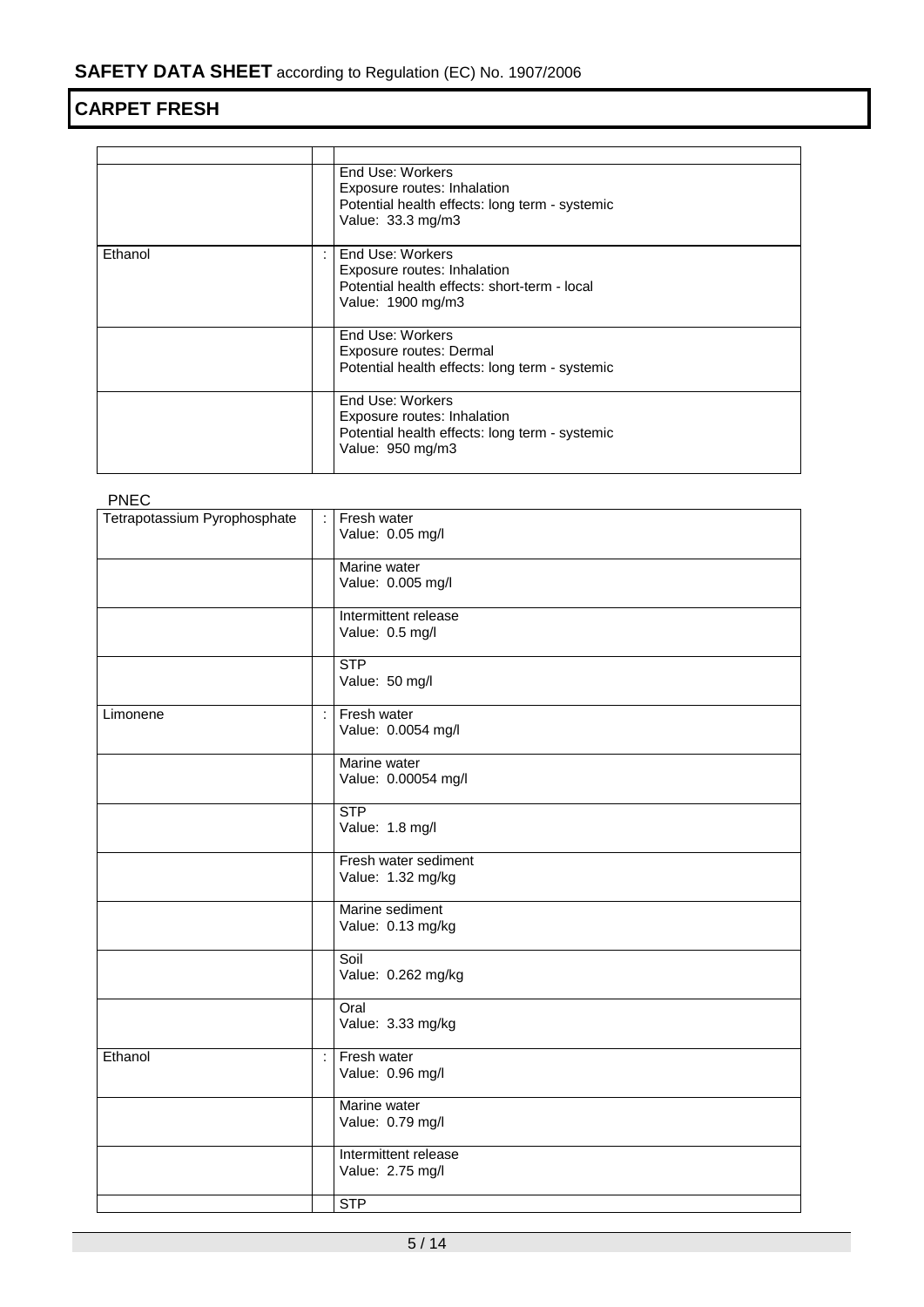|   |   |   |
|---|---|---|
|   |   |   |
|   |   | End Use: Workers<br>Exposure routes: Inhalation<br>Potential health effects: long term - systemic<br>Value: 33.3 mg/m3 |
| Ethanol | : | End Use: Workers<br>Exposure routes: Inhalation<br>Potential health effects: short-term - local<br>Value: 1900 mg/m3 |
|   |   | End Use: Workers<br>Exposure routes: Dermal<br>Potential health effects: long term - systemic |
|   |   | End Use: Workers<br>Exposure routes: Inhalation<br>Potential health effects: long term - systemic<br>Value: 950 mg/m3 |

PNEC

|   |   |   |
|---|---|---|
| Tetrapotassium Pyrophosphate | : | Fresh water<br>Value: 0.05 mg/l |
|   |   | Marine water<br>Value: 0.005 mg/l |
|   |   | Intermittent release<br>Value: 0.5 mg/l |
|   |   | STP<br>Value: 50 mg/l |
| Limonene | : | Fresh water<br>Value: 0.0054 mg/l |
|   |   | Marine water<br>Value: 0.00054 mg/l |
|   |   | STP<br>Value: 1.8 mg/l |
|   |   | Fresh water sediment<br>Value: 1.32 mg/kg |
|   |   | Marine sediment<br>Value: 0.13 mg/kg |
|   |   | Soil<br>Value: 0.262 mg/kg |
|   |   | Oral<br>Value: 3.33 mg/kg |
| Ethanol | : | Fresh water<br>Value: 0.96 mg/l |
|   |   | Marine water<br>Value: 0.79 mg/l |
|   |   | Intermittent release<br>Value: 2.75 mg/l |
|   |   | STP |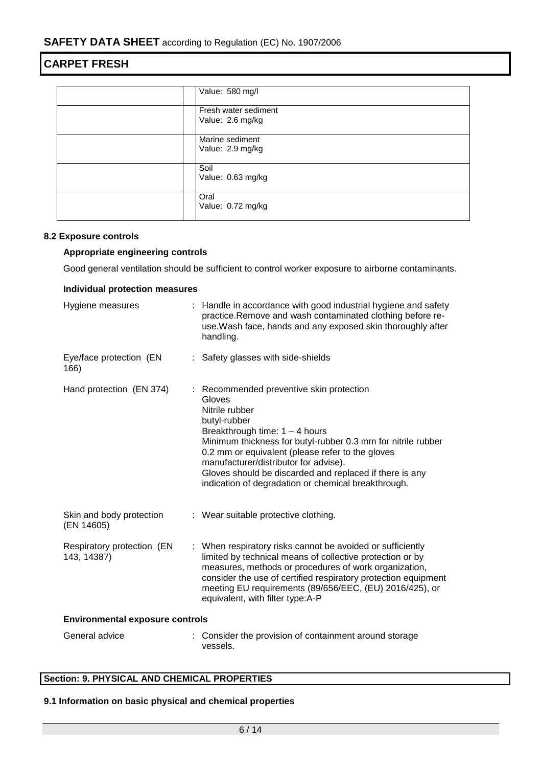| | | |
|---|---|---|
| | | Value: 580 mg/l |
| | | Fresh water sediment<br>Value: 2.6 mg/kg |
| | | Marine sediment<br>Value: 2.9 mg/kg |
| | | Soil<br>Value: 0.63 mg/kg |
| | | Oral<br>Value: 0.72 mg/kg |

### 8.2 Exposure controls

**Appropriate engineering controls**

Good general ventilation should be sufficient to control worker exposure to airborne contaminants.

**Individual protection measures**

Hygiene measures : Handle in accordance with good industrial hygiene and safety practice.Remove and wash contaminated clothing before re-use.Wash face, hands and any exposed skin thoroughly after handling.

Eye/face protection (EN 166) : Safety glasses with side-shields

Hand protection (EN 374) : Recommended preventive skin protection
Gloves
Nitrile rubber
butyl-rubber
Breakthrough time: 1 – 4 hours
Minimum thickness for butyl-rubber 0.3 mm for nitrile rubber 0.2 mm or equivalent (please refer to the gloves manufacturer/distributor for advise).
Gloves should be discarded and replaced if there is any indication of degradation or chemical breakthrough.

Skin and body protection (EN 14605) : Wear suitable protective clothing.

Respiratory protection (EN 143, 14387) : When respiratory risks cannot be avoided or sufficiently limited by technical means of collective protection or by measures, methods or procedures of work organization, consider the use of certified respiratory protection equipment meeting EU requirements (89/656/EEC, (EU) 2016/425), or equivalent, with filter type:A-P

**Environmental exposure controls**

General advice : Consider the provision of containment around storage vessels.

## Section: 9. PHYSICAL AND CHEMICAL PROPERTIES

### 9.1 Information on basic physical and chemical properties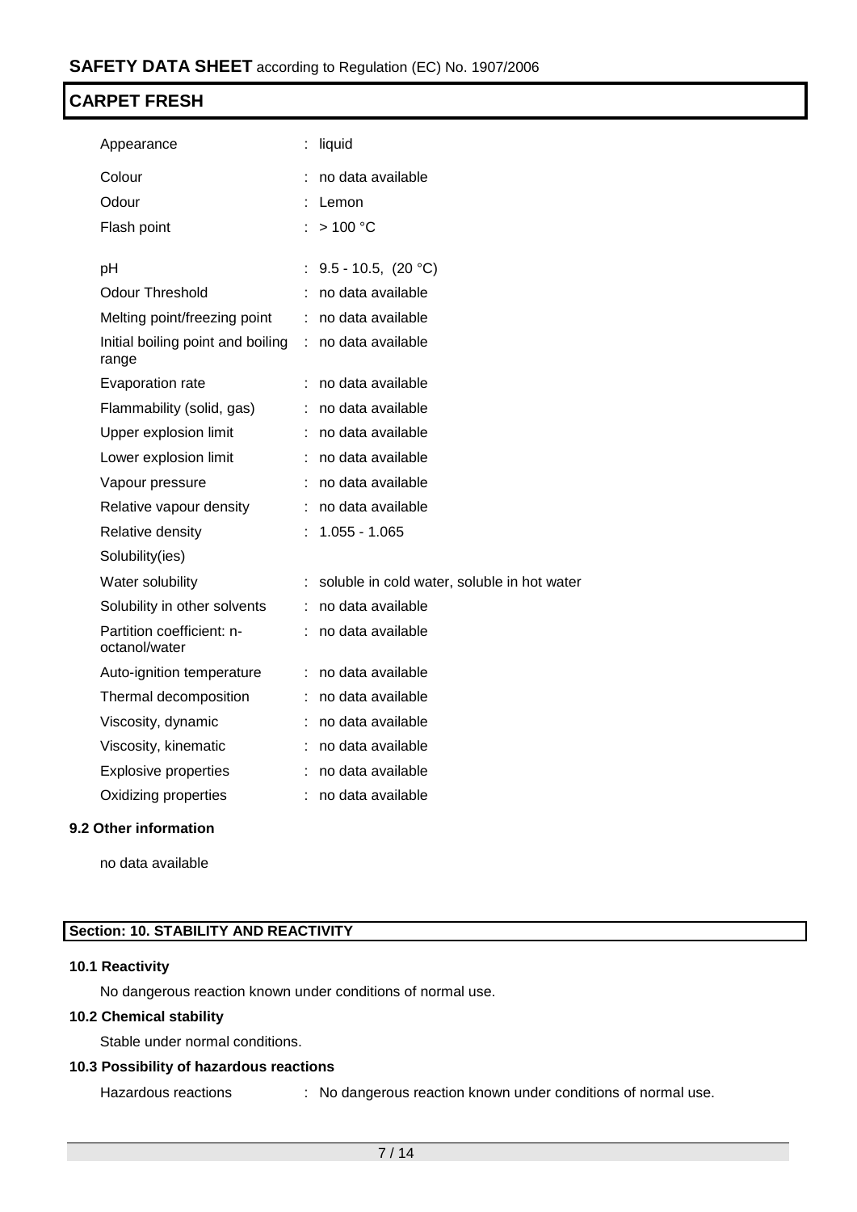| | | |
|---|---|---|
| Appearance | : | liquid |
| Colour | : | no data available |
| Odour | : | Lemon |
| Flash point | : | > 100 °C |
| pH | : | 9.5 - 10.5, (20 °C) |
| Odour Threshold | : | no data available |
| Melting point/freezing point | : | no data available |
| Initial boiling point and boiling range | : | no data available |
| Evaporation rate | : | no data available |
| Flammability (solid, gas) | : | no data available |
| Upper explosion limit | : | no data available |
| Lower explosion limit | : | no data available |
| Vapour pressure | : | no data available |
| Relative vapour density | : | no data available |
| Relative density | : | 1.055 - 1.065 |
| Solubility(ies) | | |
| Water solubility | : | soluble in cold water, soluble in hot water |
| Solubility in other solvents | : | no data available |
| Partition coefficient: n-octanol/water | : | no data available |
| Auto-ignition temperature | : | no data available |
| Thermal decomposition | : | no data available |
| Viscosity, dynamic | : | no data available |
| Viscosity, kinematic | : | no data available |
| Explosive properties | : | no data available |
| Oxidizing properties | : | no data available |

### 9.2 Other information

no data available

## Section: 10. STABILITY AND REACTIVITY

### 10.1 Reactivity

No dangerous reaction known under conditions of normal use.

### 10.2 Chemical stability

Stable under normal conditions.

### 10.3 Possibility of hazardous reactions

Hazardous reactions : No dangerous reaction known under conditions of normal use.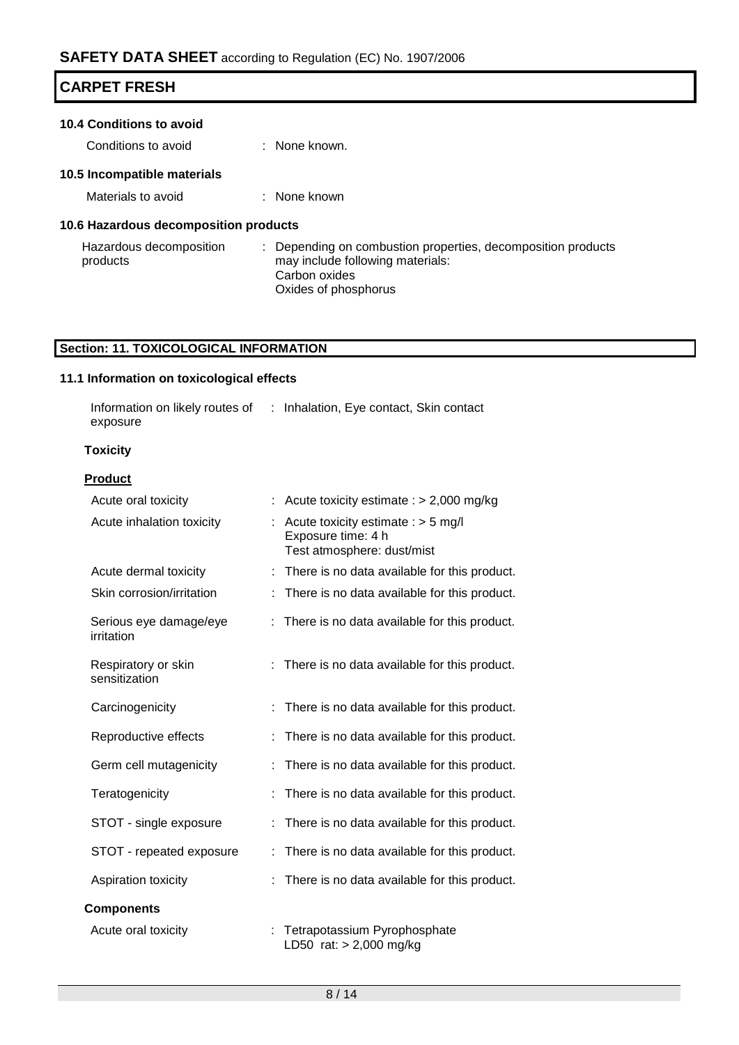### 10.4 Conditions to avoid

| | |
|---|---|
| Conditions to avoid | : None known. |

### 10.5 Incompatible materials

| | |
|---|---|
| Materials to avoid | : None known |

### 10.6 Hazardous decomposition products

| | |
|---|---|
| Hazardous decomposition products | : Depending on combustion properties, decomposition products may include following materials: Carbon oxides Oxides of phosphorus |

## Section: 11. TOXICOLOGICAL INFORMATION

### 11.1 Information on toxicological effects

| | |
|---|---|
| Information on likely routes of exposure | : Inhalation, Eye contact, Skin contact |

**Toxicity**

**Product**

| | |
|---|---|
| Acute oral toxicity | : Acute toxicity estimate : > 2,000 mg/kg |
| Acute inhalation toxicity | : Acute toxicity estimate : > 5 mg/l Exposure time: 4 h Test atmosphere: dust/mist |
| Acute dermal toxicity | : There is no data available for this product. |
| Skin corrosion/irritation | : There is no data available for this product. |
| Serious eye damage/eye irritation | : There is no data available for this product. |
| Respiratory or skin sensitization | : There is no data available for this product. |
| Carcinogenicity | : There is no data available for this product. |
| Reproductive effects | : There is no data available for this product. |
| Germ cell mutagenicity | : There is no data available for this product. |
| Teratogenicity | : There is no data available for this product. |
| STOT - single exposure | : There is no data available for this product. |
| STOT - repeated exposure | : There is no data available for this product. |
| Aspiration toxicity | : There is no data available for this product. |

**Components**

| | |
|---|---|
| Acute oral toxicity | : Tetrapotassium Pyrophosphate LD50 rat: > 2,000 mg/kg |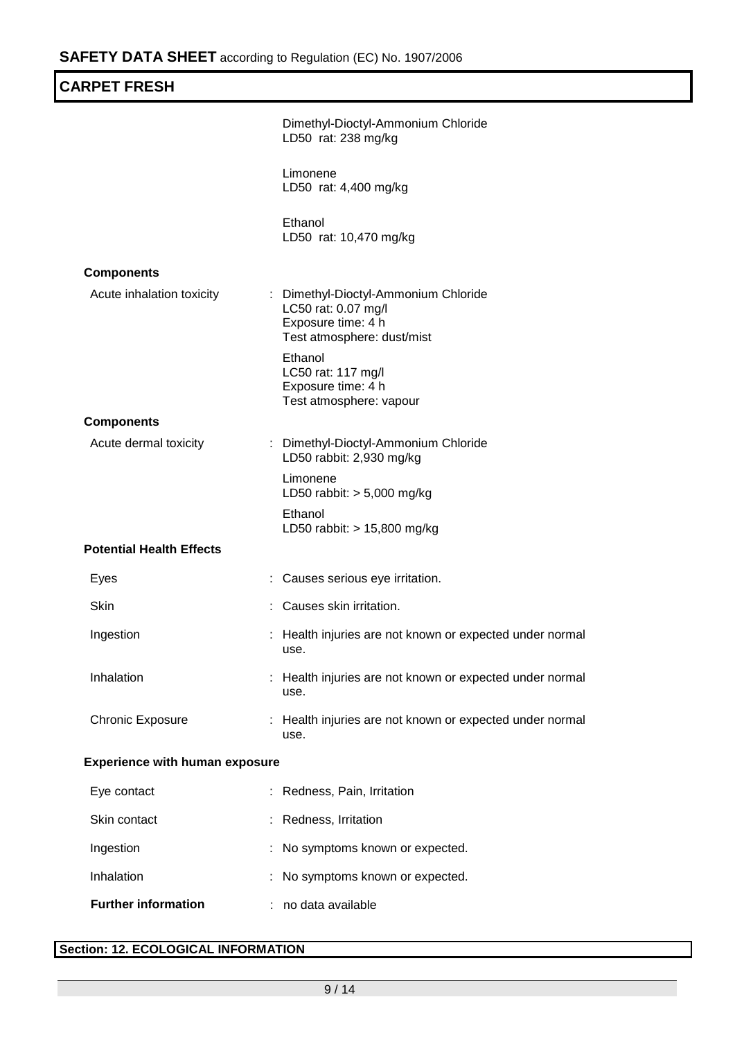Dimethyl-Dioctyl-Ammonium Chloride
LD50 rat: 238 mg/kg

Limonene
LD50 rat: 4,400 mg/kg

Ethanol
LD50 rat: 10,470 mg/kg

**Components**

| | |
|---|---|
| Acute inhalation toxicity | : Dimethyl-Dioctyl-Ammonium Chloride<br>LC50 rat: 0.07 mg/l<br>Exposure time: 4 h<br>Test atmosphere: dust/mist<br><br>Ethanol<br>LC50 rat: 117 mg/l<br>Exposure time: 4 h<br>Test atmosphere: vapour |

**Components**

| | |
|---|---|
| Acute dermal toxicity | : Dimethyl-Dioctyl-Ammonium Chloride<br>LD50 rabbit: 2,930 mg/kg<br><br>Limonene<br>LD50 rabbit: > 5,000 mg/kg<br><br>Ethanol<br>LD50 rabbit: > 15,800 mg/kg |

**Potential Health Effects**

| | |
|---|---|
| Eyes | : Causes serious eye irritation. |
| Skin | : Causes skin irritation. |
| Ingestion | : Health injuries are not known or expected under normal use. |
| Inhalation | : Health injuries are not known or expected under normal use. |
| Chronic Exposure | : Health injuries are not known or expected under normal use. |

**Experience with human exposure**

| | |
|---|---|
| Eye contact | : Redness, Pain, Irritation |
| Skin contact | : Redness, Irritation |
| Ingestion | : No symptoms known or expected. |
| Inhalation | : No symptoms known or expected. |
| **Further information** | : no data available |

## Section: 12. ECOLOGICAL INFORMATION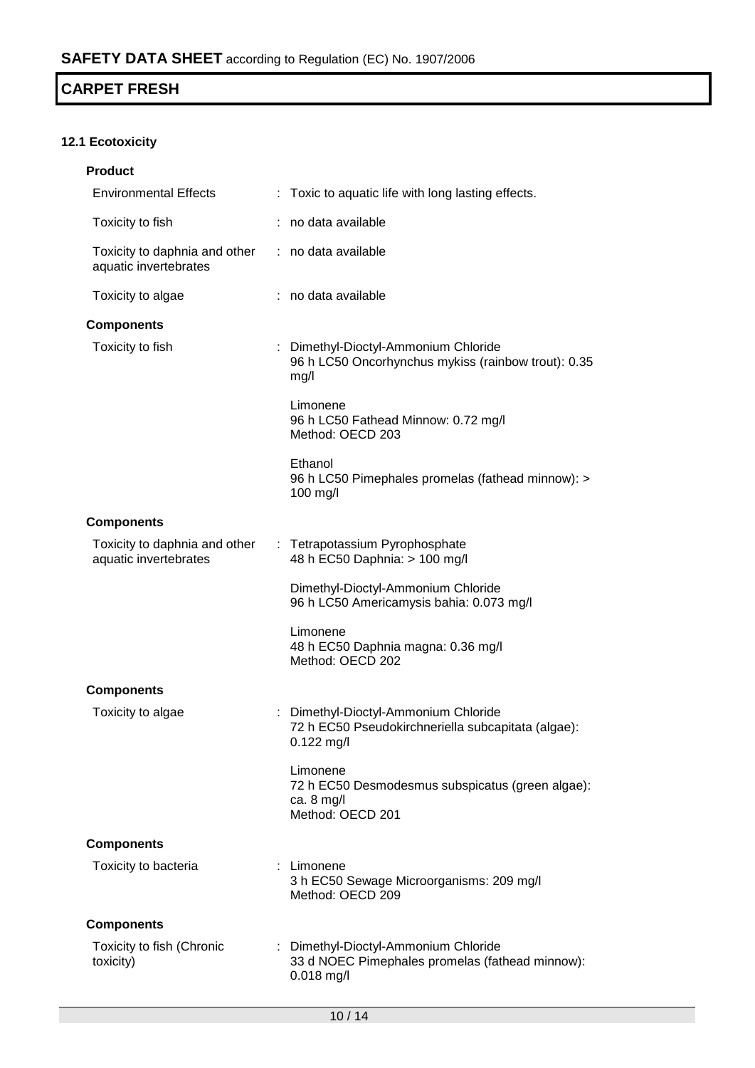## 12.1 Ecotoxicity

**Product**

| | |
|---|---|
| Environmental Effects | : Toxic to aquatic life with long lasting effects. |
| Toxicity to fish | : no data available |
| Toxicity to daphnia and other aquatic invertebrates | : no data available |
| Toxicity to algae | : no data available |

**Components**

Toxicity to fish : Dimethyl-Dioctyl-Ammonium Chloride
96 h LC50 Oncorhynchus mykiss (rainbow trout): 0.35 mg/l

Limonene
96 h LC50 Fathead Minnow: 0.72 mg/l
Method: OECD 203

Ethanol
96 h LC50 Pimephales promelas (fathead minnow): > 100 mg/l

**Components**

Toxicity to daphnia and other aquatic invertebrates : Tetrapotassium Pyrophosphate
48 h EC50 Daphnia: > 100 mg/l

Dimethyl-Dioctyl-Ammonium Chloride
96 h LC50 Americamysis bahia: 0.073 mg/l

Limonene
48 h EC50 Daphnia magna: 0.36 mg/l
Method: OECD 202

**Components**

Toxicity to algae : Dimethyl-Dioctyl-Ammonium Chloride
72 h EC50 Pseudokirchneriella subcapitata (algae): 0.122 mg/l

Limonene
72 h EC50 Desmodesmus subspicatus (green algae): ca. 8 mg/l
Method: OECD 201

**Components**

Toxicity to bacteria : Limonene
3 h EC50 Sewage Microorganisms: 209 mg/l
Method: OECD 209

**Components**

Toxicity to fish (Chronic toxicity) : Dimethyl-Dioctyl-Ammonium Chloride
33 d NOEC Pimephales promelas (fathead minnow): 0.018 mg/l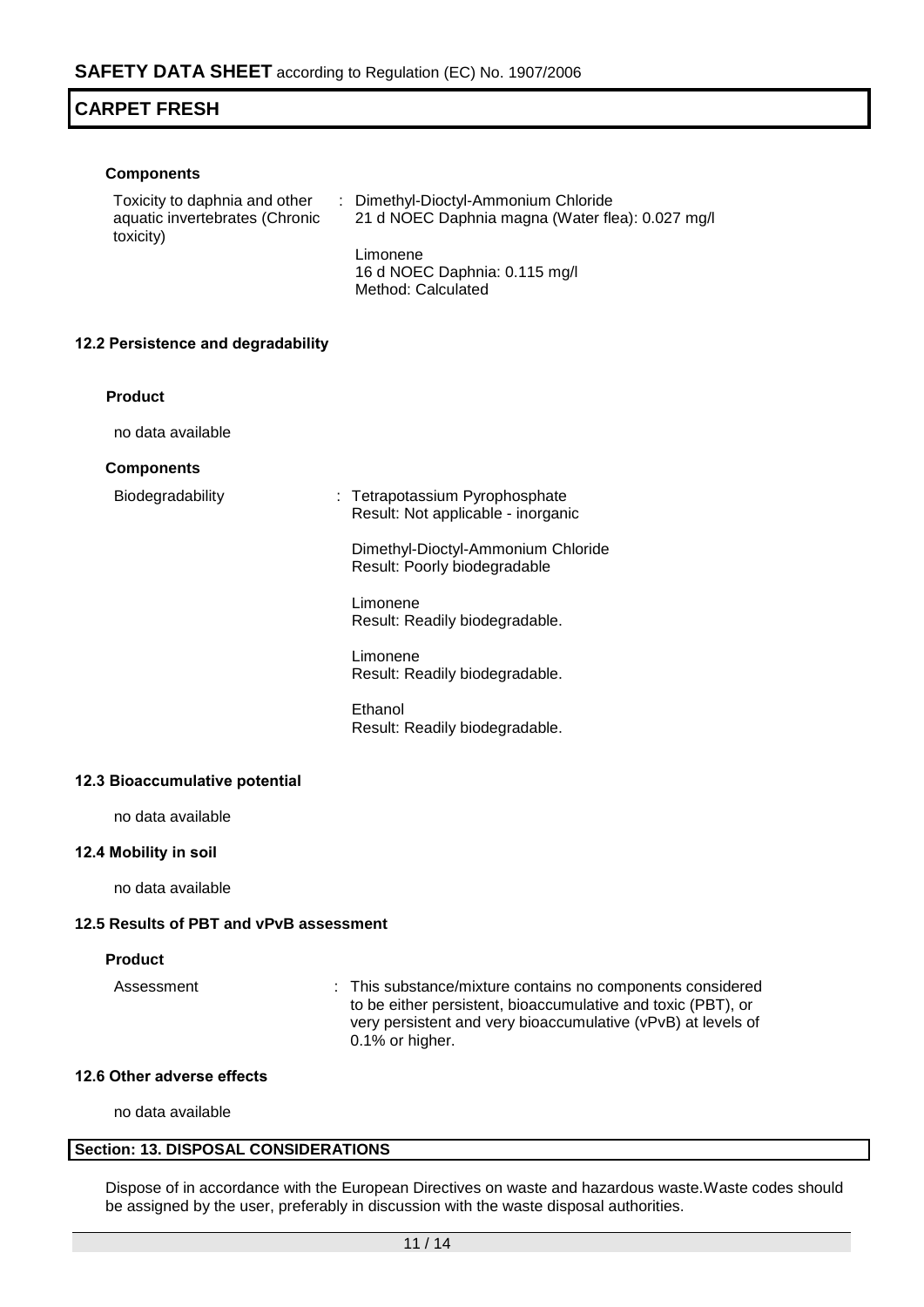**Components**

Toxicity to daphnia and other aquatic invertebrates (Chronic toxicity) : Dimethyl-Dioctyl-Ammonium Chloride
21 d NOEC Daphnia magna (Water flea): 0.027 mg/l

Limonene
16 d NOEC Daphnia: 0.115 mg/l
Method: Calculated

### 12.2 Persistence and degradability

**Product**

no data available

**Components**

Biodegradability : Tetrapotassium Pyrophosphate
Result: Not applicable - inorganic

Dimethyl-Dioctyl-Ammonium Chloride
Result: Poorly biodegradable

Limonene
Result: Readily biodegradable.

Limonene
Result: Readily biodegradable.

Ethanol
Result: Readily biodegradable.

### 12.3 Bioaccumulative potential

no data available

### 12.4 Mobility in soil

no data available

### 12.5 Results of PBT and vPvB assessment

**Product**

Assessment : This substance/mixture contains no components considered to be either persistent, bioaccumulative and toxic (PBT), or very persistent and very bioaccumulative (vPvB) at levels of 0.1% or higher.

### 12.6 Other adverse effects

no data available

## Section: 13. DISPOSAL CONSIDERATIONS

Dispose of in accordance with the European Directives on waste and hazardous waste.Waste codes should be assigned by the user, preferably in discussion with the waste disposal authorities.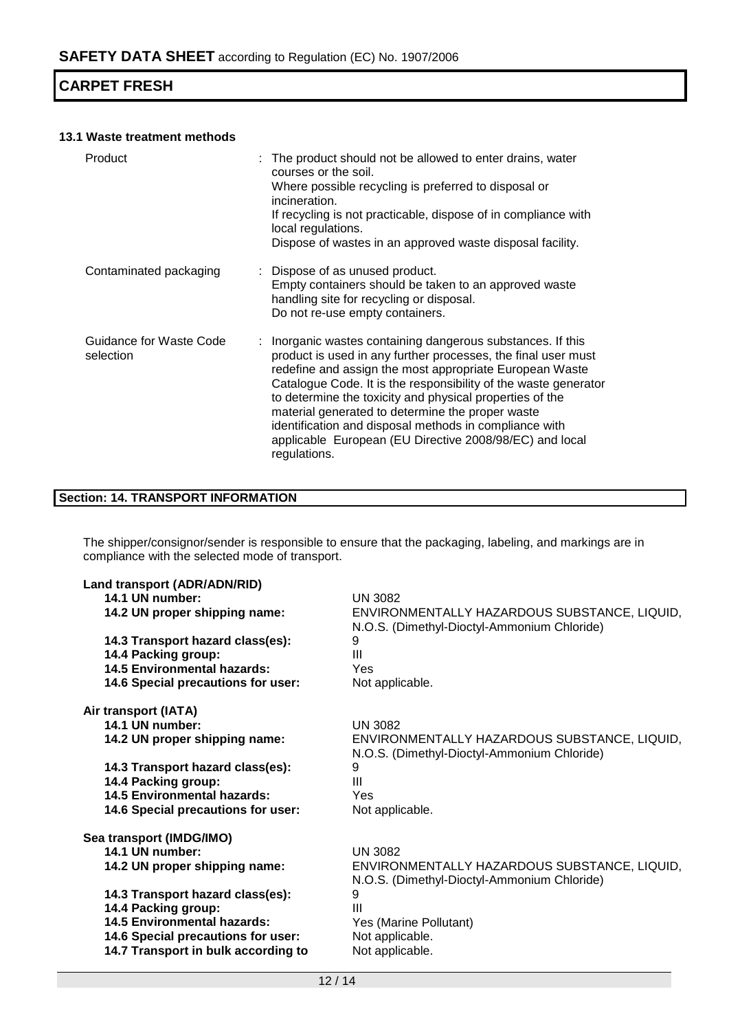### 13.1 Waste treatment methods

| | |
|---|---|
| Product | : The product should not be allowed to enter drains, water courses or the soil.<br>Where possible recycling is preferred to disposal or incineration.<br>If recycling is not practicable, dispose of in compliance with local regulations.<br>Dispose of wastes in an approved waste disposal facility. |
| Contaminated packaging | : Dispose of as unused product.<br>Empty containers should be taken to an approved waste handling site for recycling or disposal.<br>Do not re-use empty containers. |
| Guidance for Waste Code selection | : Inorganic wastes containing dangerous substances. If this product is used in any further processes, the final user must redefine and assign the most appropriate European Waste Catalogue Code. It is the responsibility of the waste generator to determine the toxicity and physical properties of the material generated to determine the proper waste identification and disposal methods in compliance with applicable European (EU Directive 2008/98/EC) and local regulations. |

## Section: 14. TRANSPORT INFORMATION

The shipper/consignor/sender is responsible to ensure that the packaging, labeling, and markings are in compliance with the selected mode of transport.

**Land transport (ADR/ADN/RID)**

| | |
|---|---|
| **14.1 UN number:** | UN 3082 |
| **14.2 UN proper shipping name:** | ENVIRONMENTALLY HAZARDOUS SUBSTANCE, LIQUID, N.O.S. (Dimethyl-Dioctyl-Ammonium Chloride) |
| **14.3 Transport hazard class(es):** | 9 |
| **14.4 Packing group:** | III |
| **14.5 Environmental hazards:** | Yes |
| **14.6 Special precautions for user:** | Not applicable. |

**Air transport (IATA)**

| | |
|---|---|
| **14.1 UN number:** | UN 3082 |
| **14.2 UN proper shipping name:** | ENVIRONMENTALLY HAZARDOUS SUBSTANCE, LIQUID, N.O.S. (Dimethyl-Dioctyl-Ammonium Chloride) |
| **14.3 Transport hazard class(es):** | 9 |
| **14.4 Packing group:** | III |
| **14.5 Environmental hazards:** | Yes |
| **14.6 Special precautions for user:** | Not applicable. |

**Sea transport (IMDG/IMO)**

| | |
|---|---|
| **14.1 UN number:** | UN 3082 |
| **14.2 UN proper shipping name:** | ENVIRONMENTALLY HAZARDOUS SUBSTANCE, LIQUID, N.O.S. (Dimethyl-Dioctyl-Ammonium Chloride) |
| **14.3 Transport hazard class(es):** | 9 |
| **14.4 Packing group:** | III |
| **14.5 Environmental hazards:** | Yes (Marine Pollutant) |
| **14.6 Special precautions for user:** | Not applicable. |
| **14.7 Transport in bulk according to** | Not applicable. |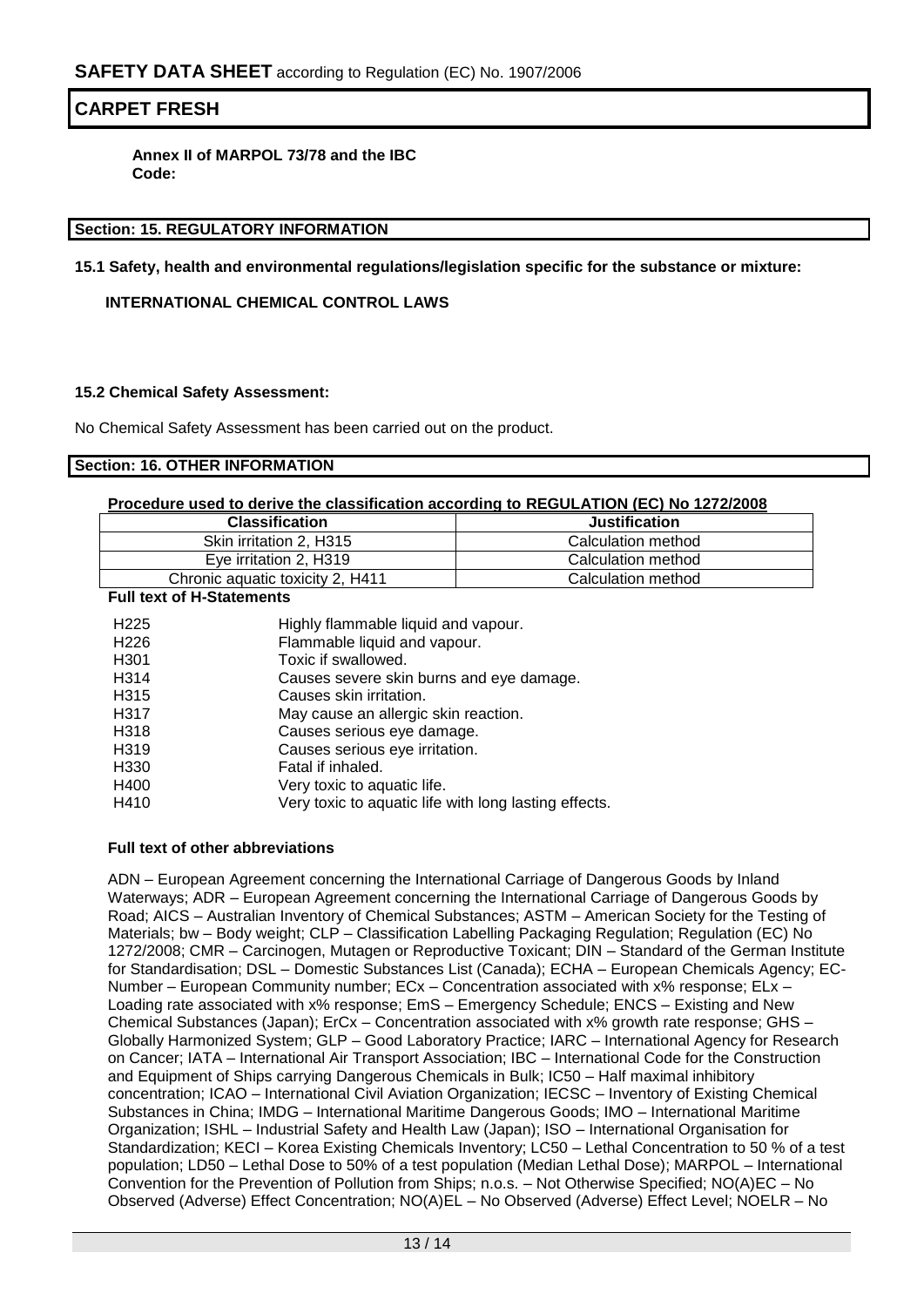**Annex II of MARPOL 73/78 and the IBC Code:**

## Section: 15. REGULATORY INFORMATION

**15.1 Safety, health and environmental regulations/legislation specific for the substance or mixture:**

**INTERNATIONAL CHEMICAL CONTROL LAWS**

**15.2 Chemical Safety Assessment:**

No Chemical Safety Assessment has been carried out on the product.

## Section: 16. OTHER INFORMATION

**Procedure used to derive the classification according to REGULATION (EC) No 1272/2008**

| Classification | Justification |
|---|---|
| Skin irritation 2, H315 | Calculation method |
| Eye irritation 2, H319 | Calculation method |
| Chronic aquatic toxicity 2, H411 | Calculation method |

**Full text of H-Statements**

| | |
|---|---|
| H225 | Highly flammable liquid and vapour. |
| H226 | Flammable liquid and vapour. |
| H301 | Toxic if swallowed. |
| H314 | Causes severe skin burns and eye damage. |
| H315 | Causes skin irritation. |
| H317 | May cause an allergic skin reaction. |
| H318 | Causes serious eye damage. |
| H319 | Causes serious eye irritation. |
| H330 | Fatal if inhaled. |
| H400 | Very toxic to aquatic life. |
| H410 | Very toxic to aquatic life with long lasting effects. |

**Full text of other abbreviations**

ADN – European Agreement concerning the International Carriage of Dangerous Goods by Inland Waterways; ADR – European Agreement concerning the International Carriage of Dangerous Goods by Road; AICS – Australian Inventory of Chemical Substances; ASTM – American Society for the Testing of Materials; bw – Body weight; CLP – Classification Labelling Packaging Regulation; Regulation (EC) No 1272/2008; CMR – Carcinogen, Mutagen or Reproductive Toxicant; DIN – Standard of the German Institute for Standardisation; DSL – Domestic Substances List (Canada); ECHA – European Chemicals Agency; EC-Number – European Community number; ECx – Concentration associated with x% response; ELx – Loading rate associated with x% response; EmS – Emergency Schedule; ENCS – Existing and New Chemical Substances (Japan); ErCx – Concentration associated with x% growth rate response; GHS – Globally Harmonized System; GLP – Good Laboratory Practice; IARC – International Agency for Research on Cancer; IATA – International Air Transport Association; IBC – International Code for the Construction and Equipment of Ships carrying Dangerous Chemicals in Bulk; IC50 – Half maximal inhibitory concentration; ICAO – International Civil Aviation Organization; IECSC – Inventory of Existing Chemical Substances in China; IMDG – International Maritime Dangerous Goods; IMO – International Maritime Organization; ISHL – Industrial Safety and Health Law (Japan); ISO – International Organisation for Standardization; KECI – Korea Existing Chemicals Inventory; LC50 – Lethal Concentration to 50 % of a test population; LD50 – Lethal Dose to 50% of a test population (Median Lethal Dose); MARPOL – International Convention for the Prevention of Pollution from Ships; n.o.s. – Not Otherwise Specified; NO(A)EC – No Observed (Adverse) Effect Concentration; NO(A)EL – No Observed (Adverse) Effect Level; NOELR – No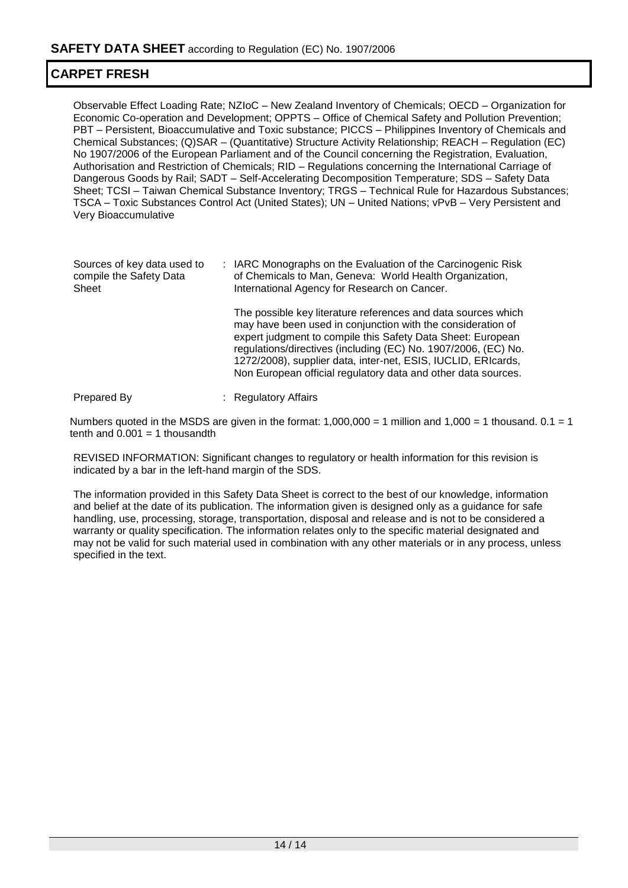Observable Effect Loading Rate; NZIoC – New Zealand Inventory of Chemicals; OECD – Organization for Economic Co-operation and Development; OPPTS – Office of Chemical Safety and Pollution Prevention; PBT – Persistent, Bioaccumulative and Toxic substance; PICCS – Philippines Inventory of Chemicals and Chemical Substances; (Q)SAR – (Quantitative) Structure Activity Relationship; REACH – Regulation (EC) No 1907/2006 of the European Parliament and of the Council concerning the Registration, Evaluation, Authorisation and Restriction of Chemicals; RID – Regulations concerning the International Carriage of Dangerous Goods by Rail; SADT – Self-Accelerating Decomposition Temperature; SDS – Safety Data Sheet; TCSI – Taiwan Chemical Substance Inventory; TRGS – Technical Rule for Hazardous Substances; TSCA – Toxic Substances Control Act (United States); UN – United Nations; vPvB – Very Persistent and Very Bioaccumulative

| | |
|---|---|
| Sources of key data used to compile the Safety Data Sheet | : IARC Monographs on the Evaluation of the Carcinogenic Risk of Chemicals to Man, Geneva: World Health Organization, International Agency for Research on Cancer.<br><br>The possible key literature references and data sources which may have been used in conjunction with the consideration of expert judgment to compile this Safety Data Sheet: European regulations/directives (including (EC) No. 1907/2006, (EC) No. 1272/2008), supplier data, inter-net, ESIS, IUCLID, ERIcards, Non European official regulatory data and other data sources. |
| Prepared By | : Regulatory Affairs |

Numbers quoted in the MSDS are given in the format: 1,000,000 = 1 million and 1,000 = 1 thousand. 0.1 = 1 tenth and 0.001 = 1 thousandth

REVISED INFORMATION: Significant changes to regulatory or health information for this revision is indicated by a bar in the left-hand margin of the SDS.

The information provided in this Safety Data Sheet is correct to the best of our knowledge, information and belief at the date of its publication. The information given is designed only as a guidance for safe handling, use, processing, storage, transportation, disposal and release and is not to be considered a warranty or quality specification. The information relates only to the specific material designated and may not be valid for such material used in combination with any other materials or in any process, unless specified in the text.